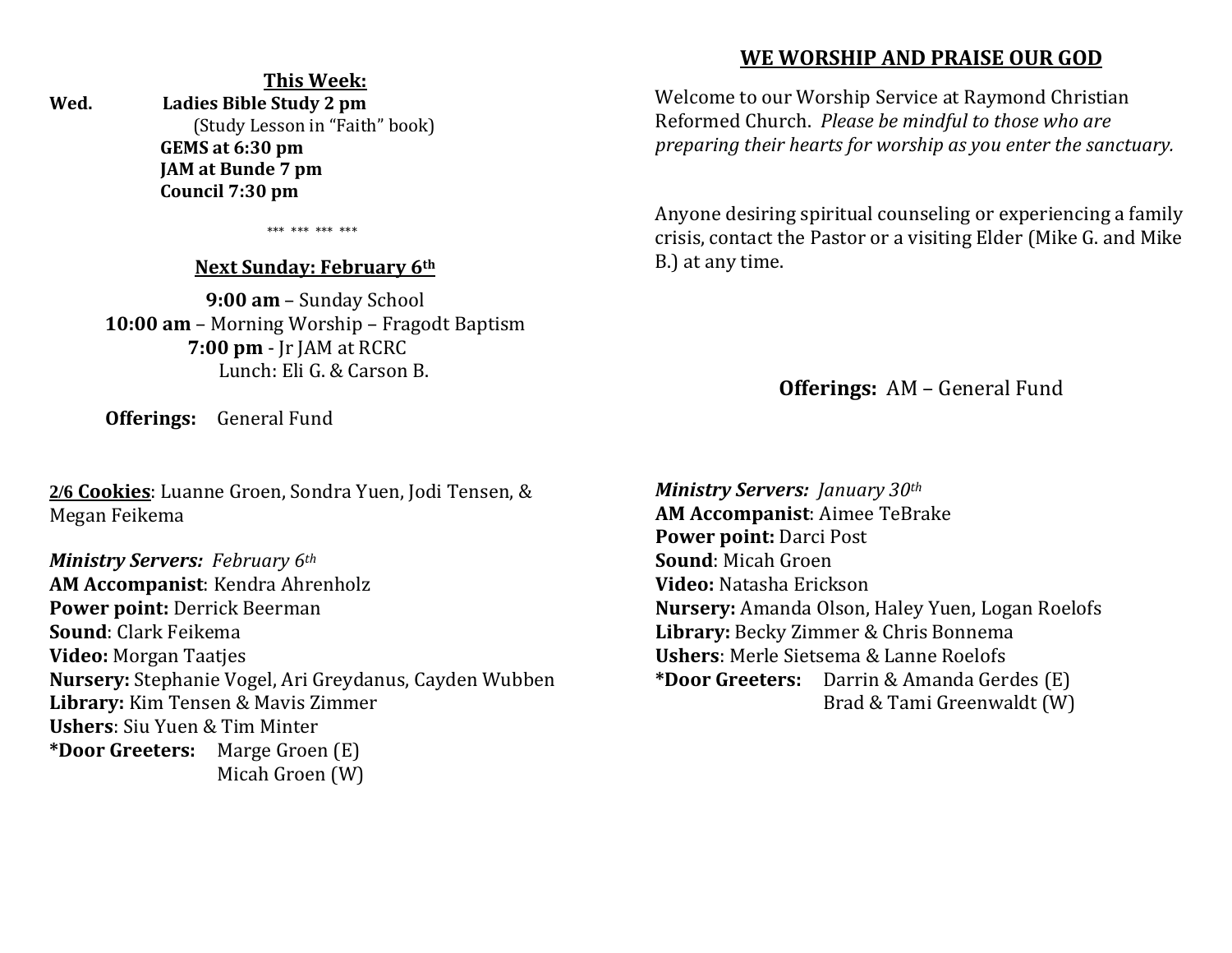**This Week:**

**Wed.** **Ladies Bible Study 2 pm**
(Study Lesson in "Faith" book)
**GEMS at 6:30 pm**
**JAM at Bunde 7 pm**
**Council 7:30 pm**

\*\*\* \*\*\* \*\*\* \*\*\*

**Next Sunday: February 6th**

**9:00 am** – Sunday School
**10:00 am** – Morning Worship – Fragodt Baptism
**7:00 pm** - Jr JAM at RCRC
Lunch: Eli G. & Carson B.

**Offerings:** General Fund

**2/6 Cookies**: Luanne Groen, Sondra Yuen, Jodi Tensen, & Megan Feikema

***Ministry Servers:** February 6th*
**AM Accompanist**: Kendra Ahrenholz
**Power point:** Derrick Beerman
**Sound**: Clark Feikema
**Video:** Morgan Taatjes
**Nursery:** Stephanie Vogel, Ari Greydanus, Cayden Wubben
**Library:** Kim Tensen & Mavis Zimmer
**Ushers**: Siu Yuen & Tim Minter
**\*Door Greeters:** Marge Groen (E)
Micah Groen (W)

## WE WORSHIP AND PRAISE OUR GOD

Welcome to our Worship Service at Raymond Christian Reformed Church. *Please be mindful to those who are preparing their hearts for worship as you enter the sanctuary.*

Anyone desiring spiritual counseling or experiencing a family crisis, contact the Pastor or a visiting Elder (Mike G. and Mike B.) at any time.

**Offerings:** AM – General Fund

***Ministry Servers:** January 30th*
**AM Accompanist**: Aimee TeBrake
**Power point:** Darci Post
**Sound**: Micah Groen
**Video:** Natasha Erickson
**Nursery:** Amanda Olson, Haley Yuen, Logan Roelofs
**Library:** Becky Zimmer & Chris Bonnema
**Ushers**: Merle Sietsema & Lanne Roelofs
**\*Door Greeters:** Darrin & Amanda Gerdes (E)
Brad & Tami Greenwaldt (W)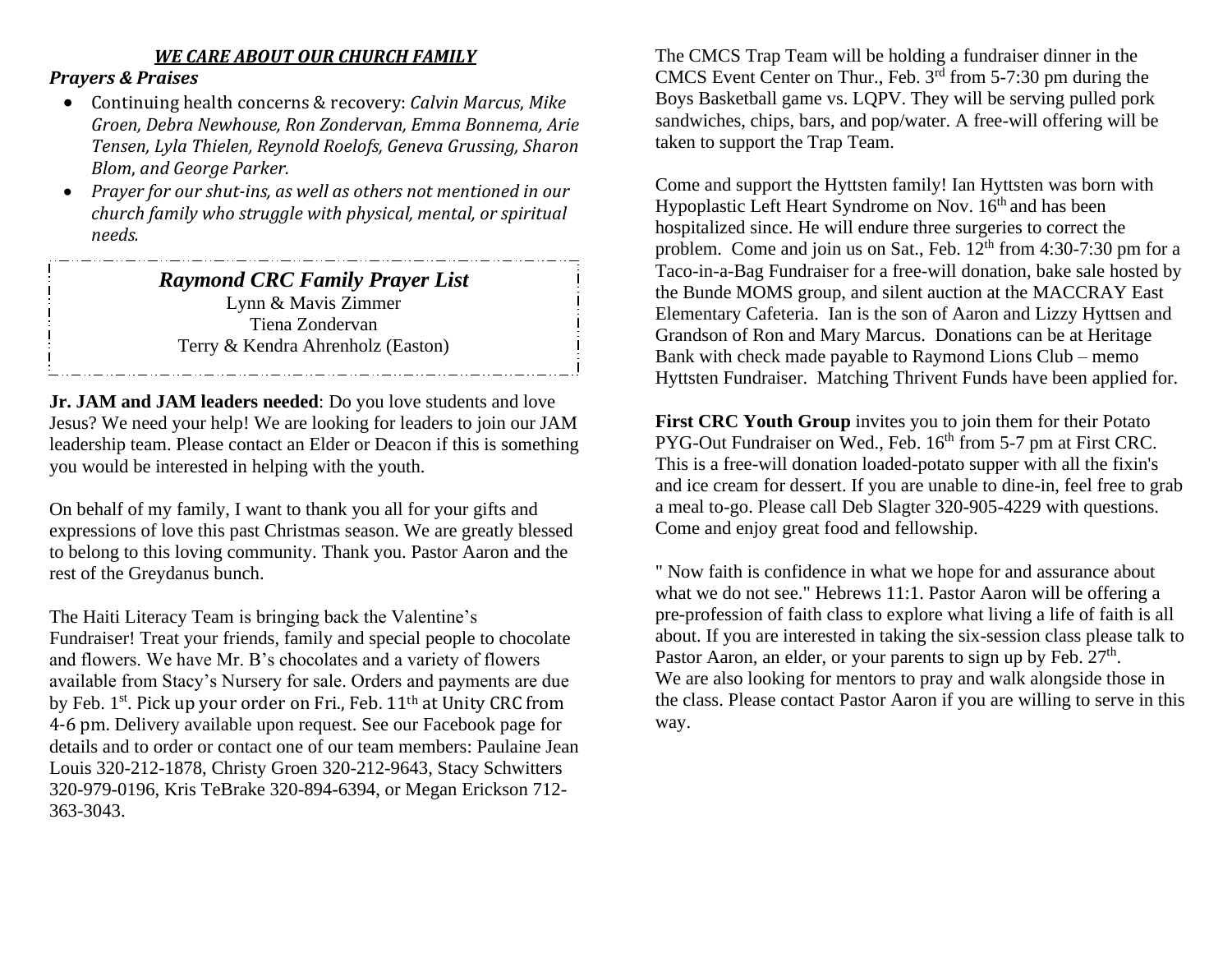***WE CARE ABOUT OUR CHURCH FAMILY***

***Prayers & Praises***

- Continuing health concerns & recovery: *Calvin Marcus, Mike Groen, Debra Newhouse, Ron Zondervan, Emma Bonnema, Arie Tensen, Lyla Thielen, Reynold Roelofs, Geneva Grussing, Sharon Blom, and George Parker.*
- *Prayer for our shut-ins, as well as others not mentioned in our church family who struggle with physical, mental, or spiritual needs.*

***Raymond CRC Family Prayer List***

Lynn & Mavis Zimmer
Tiena Zondervan
Terry & Kendra Ahrenholz (Easton)

**Jr. JAM and JAM leaders needed**: Do you love students and love Jesus? We need your help! We are looking for leaders to join our JAM leadership team. Please contact an Elder or Deacon if this is something you would be interested in helping with the youth.

On behalf of my family, I want to thank you all for your gifts and expressions of love this past Christmas season. We are greatly blessed to belong to this loving community. Thank you. Pastor Aaron and the rest of the Greydanus bunch.

The Haiti Literacy Team is bringing back the Valentine's Fundraiser! Treat your friends, family and special people to chocolate and flowers. We have Mr. B's chocolates and a variety of flowers available from Stacy's Nursery for sale. Orders and payments are due by Feb. 1st. Pick up your order on Fri., Feb. 11th at Unity CRC from 4-6 pm. Delivery available upon request. See our Facebook page for details and to order or contact one of our team members: Paulaine Jean Louis 320-212-1878, Christy Groen 320-212-9643, Stacy Schwitters 320-979-0196, Kris TeBrake 320-894-6394, or Megan Erickson 712-363-3043.

The CMCS Trap Team will be holding a fundraiser dinner in the CMCS Event Center on Thur., Feb. 3rd from 5-7:30 pm during the Boys Basketball game vs. LQPV. They will be serving pulled pork sandwiches, chips, bars, and pop/water. A free-will offering will be taken to support the Trap Team.

Come and support the Hyttsten family! Ian Hyttsten was born with Hypoplastic Left Heart Syndrome on Nov. 16th and has been hospitalized since. He will endure three surgeries to correct the problem. Come and join us on Sat., Feb. 12th from 4:30-7:30 pm for a Taco-in-a-Bag Fundraiser for a free-will donation, bake sale hosted by the Bunde MOMS group, and silent auction at the MACCRAY East Elementary Cafeteria. Ian is the son of Aaron and Lizzy Hyttsen and Grandson of Ron and Mary Marcus. Donations can be at Heritage Bank with check made payable to Raymond Lions Club – memo Hyttsten Fundraiser. Matching Thrivent Funds have been applied for.

**First CRC Youth Group** invites you to join them for their Potato PYG-Out Fundraiser on Wed., Feb. 16th from 5-7 pm at First CRC. This is a free-will donation loaded-potato supper with all the fixin's and ice cream for dessert. If you are unable to dine-in, feel free to grab a meal to-go. Please call Deb Slagter 320-905-4229 with questions. Come and enjoy great food and fellowship.

" Now faith is confidence in what we hope for and assurance about what we do not see." Hebrews 11:1. Pastor Aaron will be offering a pre-profession of faith class to explore what living a life of faith is all about. If you are interested in taking the six-session class please talk to Pastor Aaron, an elder, or your parents to sign up by Feb. 27th.
We are also looking for mentors to pray and walk alongside those in the class. Please contact Pastor Aaron if you are willing to serve in this way.